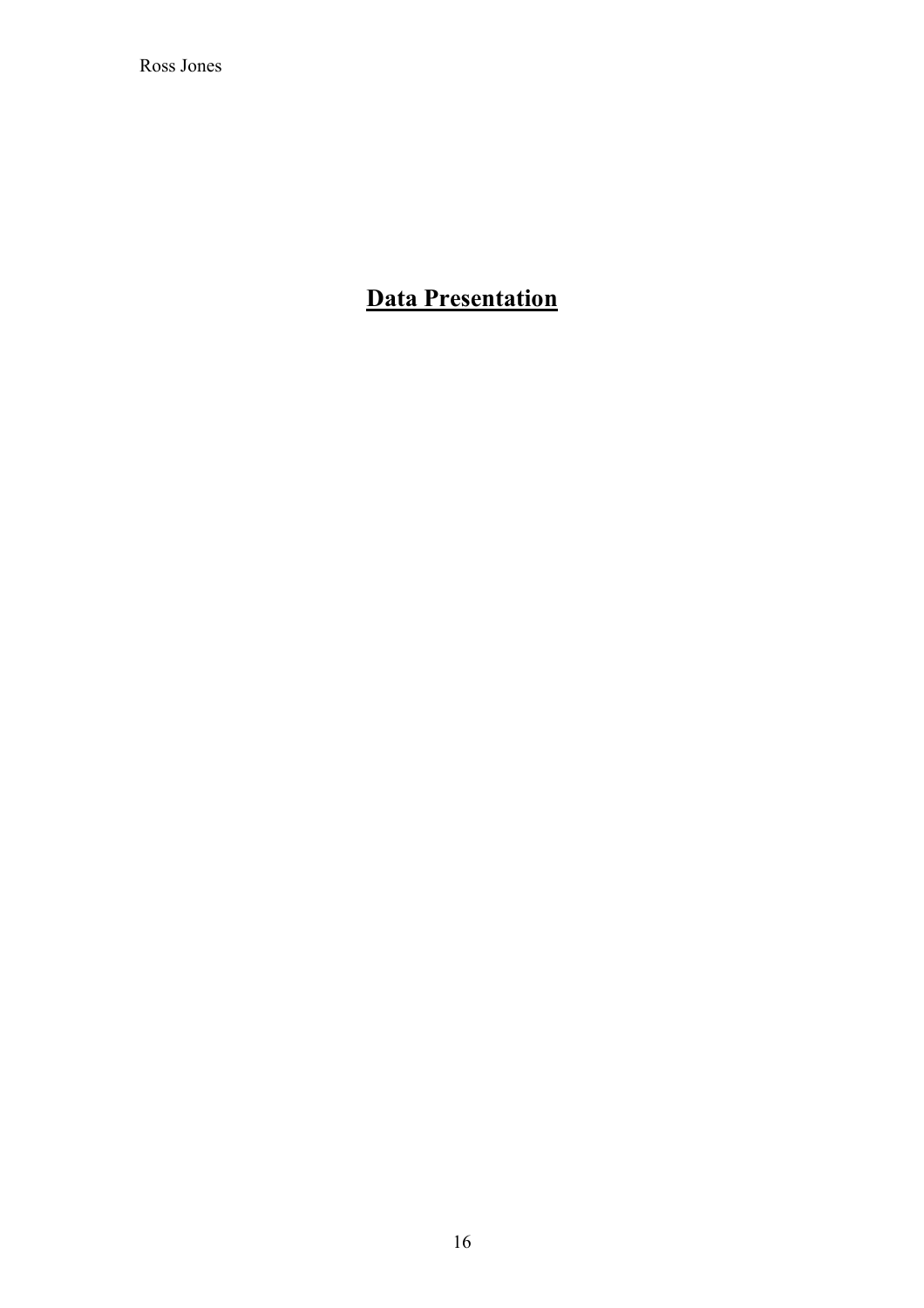# Data Presentation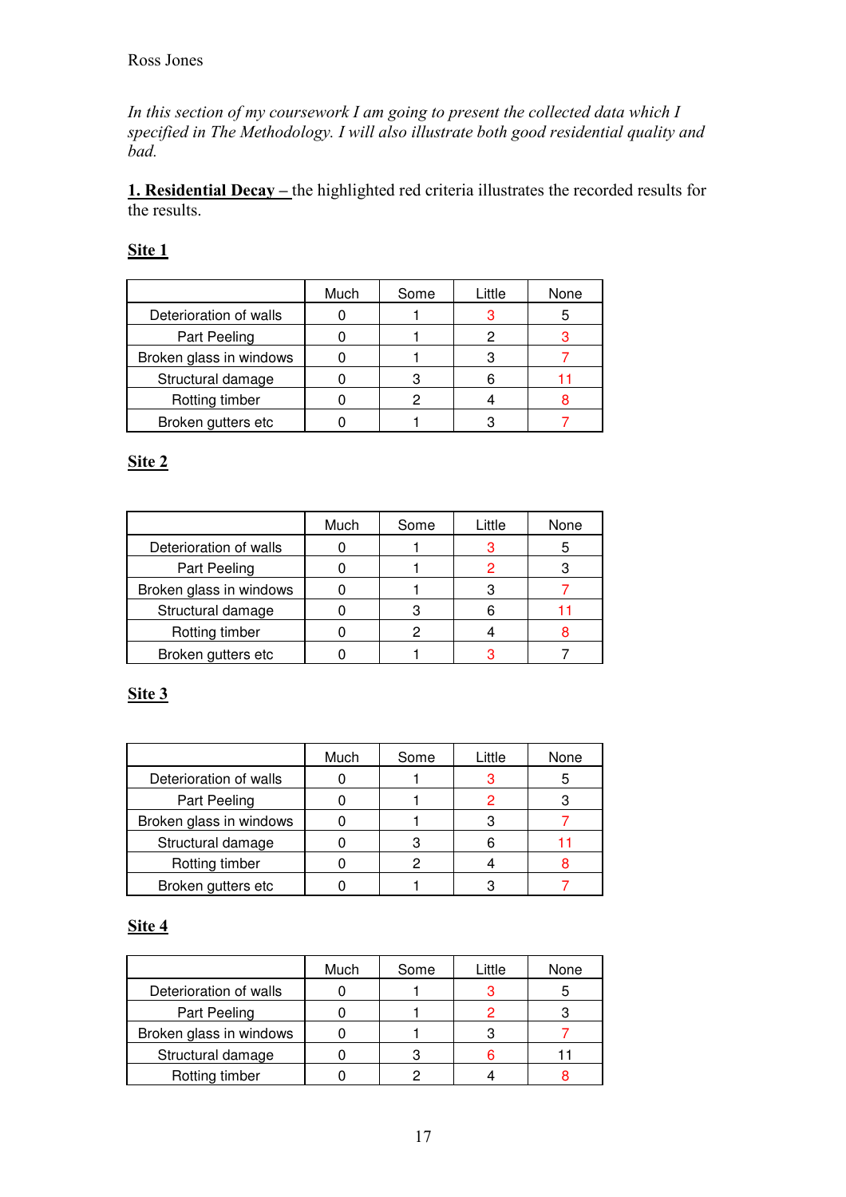Ross Jones

*In this section of my coursework I am going to present the collected data which I specified in The Methodology. I will also illustrate both good residential quality and bad.*

**1. Residential Decay –** the highlighted red criteria illustrates the recorded results for the results.

**Site 1**

| | Much | Some | Little | None |
|---|---|---|---|---|
| Deterioration of walls | 0 | 1 | 3 | 5 |
| Part Peeling | 0 | 1 | 2 | 3 |
| Broken glass in windows | 0 | 1 | 3 | 7 |
| Structural damage | 0 | 3 | 6 | 11 |
| Rotting timber | 0 | 2 | 4 | 8 |
| Broken gutters etc | 0 | 1 | 3 | 7 |

**Site 2**

| | Much | Some | Little | None |
|---|---|---|---|---|
| Deterioration of walls | 0 | 1 | 3 | 5 |
| Part Peeling | 0 | 1 | 2 | 3 |
| Broken glass in windows | 0 | 1 | 3 | 7 |
| Structural damage | 0 | 3 | 6 | 11 |
| Rotting timber | 0 | 2 | 4 | 8 |
| Broken gutters etc | 0 | 1 | 3 | 7 |

**Site 3**

| | Much | Some | Little | None |
|---|---|---|---|---|
| Deterioration of walls | 0 | 1 | 3 | 5 |
| Part Peeling | 0 | 1 | 2 | 3 |
| Broken glass in windows | 0 | 1 | 3 | 7 |
| Structural damage | 0 | 3 | 6 | 11 |
| Rotting timber | 0 | 2 | 4 | 8 |
| Broken gutters etc | 0 | 1 | 3 | 7 |

**Site 4**

| | Much | Some | Little | None |
|---|---|---|---|---|
| Deterioration of walls | 0 | 1 | 3 | 5 |
| Part Peeling | 0 | 1 | 2 | 3 |
| Broken glass in windows | 0 | 1 | 3 | 7 |
| Structural damage | 0 | 3 | 6 | 11 |
| Rotting timber | 0 | 2 | 4 | 8 |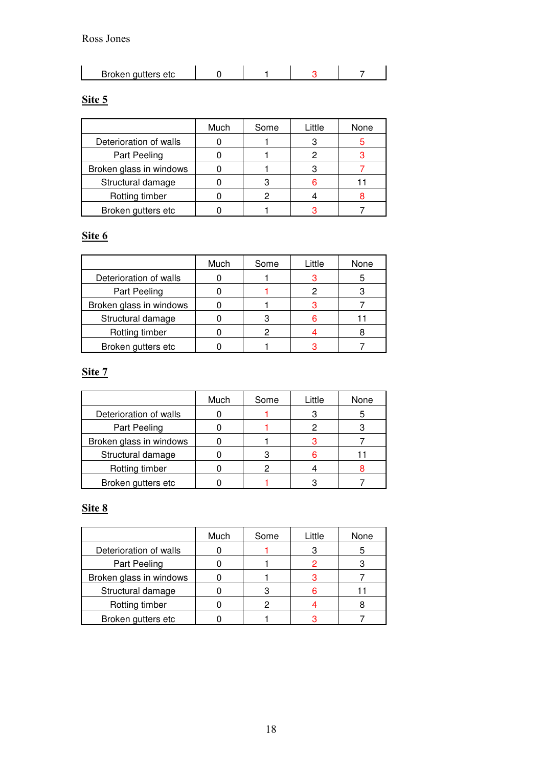| Broken gutters etc | 0 | 1 | 3 | 7 |
|---|---|---|---|---|

**Site 5**

| | Much | Some | Little | None |
|---|---|---|---|---|
| Deterioration of walls | 0 | 1 | 3 | 5 |
| Part Peeling | 0 | 1 | 2 | 3 |
| Broken glass in windows | 0 | 1 | 3 | 7 |
| Structural damage | 0 | 3 | 6 | 11 |
| Rotting timber | 0 | 2 | 4 | 8 |
| Broken gutters etc | 0 | 1 | 3 | 7 |

**Site 6**

| | Much | Some | Little | None |
|---|---|---|---|---|
| Deterioration of walls | 0 | 1 | 3 | 5 |
| Part Peeling | 0 | 1 | 2 | 3 |
| Broken glass in windows | 0 | 1 | 3 | 7 |
| Structural damage | 0 | 3 | 6 | 11 |
| Rotting timber | 0 | 2 | 4 | 8 |
| Broken gutters etc | 0 | 1 | 3 | 7 |

**Site 7**

| | Much | Some | Little | None |
|---|---|---|---|---|
| Deterioration of walls | 0 | 1 | 3 | 5 |
| Part Peeling | 0 | 1 | 2 | 3 |
| Broken glass in windows | 0 | 1 | 3 | 7 |
| Structural damage | 0 | 3 | 6 | 11 |
| Rotting timber | 0 | 2 | 4 | 8 |
| Broken gutters etc | 0 | 1 | 3 | 7 |

**Site 8**

| | Much | Some | Little | None |
|---|---|---|---|---|
| Deterioration of walls | 0 | 1 | 3 | 5 |
| Part Peeling | 0 | 1 | 2 | 3 |
| Broken glass in windows | 0 | 1 | 3 | 7 |
| Structural damage | 0 | 3 | 6 | 11 |
| Rotting timber | 0 | 2 | 4 | 8 |
| Broken gutters etc | 0 | 1 | 3 | 7 |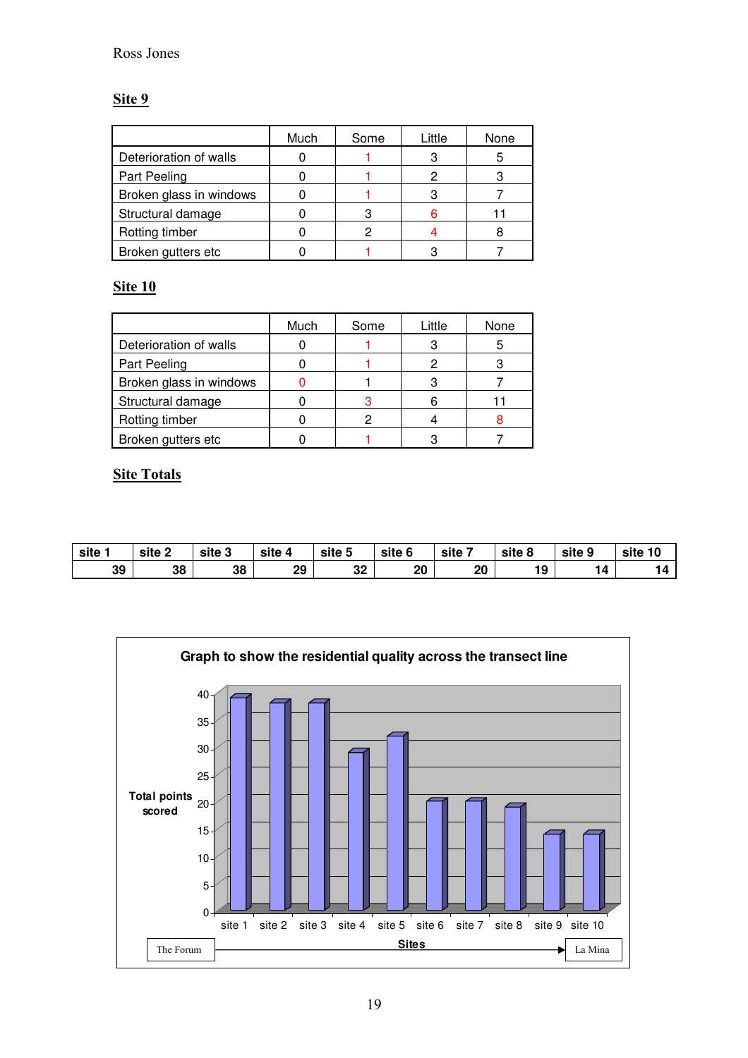## Site 9

| | Much | Some | Little | None |
|---|---|---|---|---|
| Deterioration of walls | 0 | 1 | 3 | 5 |
| Part Peeling | 0 | 1 | 2 | 3 |
| Broken glass in windows | 0 | 1 | 3 | 7 |
| Structural damage | 0 | 3 | 6 | 11 |
| Rotting timber | 0 | 2 | 4 | 8 |
| Broken gutters etc | 0 | 1 | 3 | 7 |

## Site 10

| | Much | Some | Little | None |
|---|---|---|---|---|
| Deterioration of walls | 0 | 1 | 3 | 5 |
| Part Peeling | 0 | 1 | 2 | 3 |
| Broken glass in windows | 0 | 1 | 3 | 7 |
| Structural damage | 0 | 3 | 6 | 11 |
| Rotting timber | 0 | 2 | 4 | 8 |
| Broken gutters etc | 0 | 1 | 3 | 7 |

## Site Totals

| site 1 | site 2 | site 3 | site 4 | site 5 | site 6 | site 7 | site 8 | site 9 | site 10 |
|---|---|---|---|---|---|---|---|---|---|
| 39 | 38 | 38 | 29 | 32 | 20 | 20 | 19 | 14 | 14 |

**Graph to show the residential quality across the transect line**

Total points scored (y-axis, 0–40) against Sites (x-axis, site 1 – site 10), from The Forum → La Mina.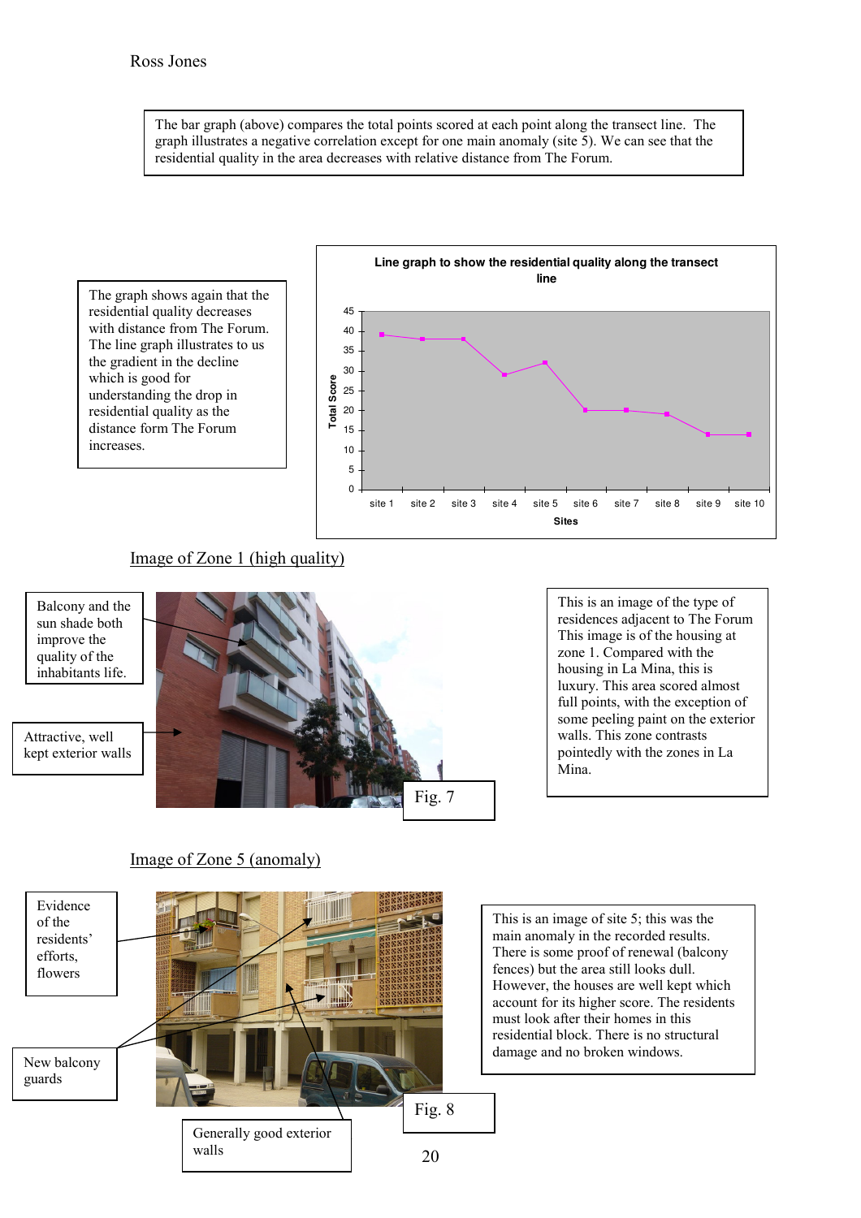The bar graph (above) compares the total points scored at each point along the transect line. The graph illustrates a negative correlation except for one main anomaly (site 5). We can see that the residential quality in the area decreases with relative distance from The Forum.

The graph shows again that the residential quality decreases with distance from The Forum. The line graph illustrates to us the gradient in the decline which is good for understanding the drop in residential quality as the distance form The Forum increases.

**Line graph to show the residential quality along the transect line**

| Sites | Total Score |
|---|---|
| site 1 | 39 |
| site 2 | 38 |
| site 3 | 38 |
| site 4 | 29 |
| site 5 | 32 |
| site 6 | 20 |
| site 7 | 20 |
| site 8 | 19 |
| site 9 | 14 |
| site 10 | 14 |

## Image of Zone 1 (high quality)

Balcony and the sun shade both improve the quality of the inhabitants life.

Attractive, well kept exterior walls

Fig. 7

This is an image of the type of residences adjacent to The Forum This image is of the housing at zone 1. Compared with the housing in La Mina, this is luxury. This area scored almost full points, with the exception of some peeling paint on the exterior walls. This zone contrasts pointedly with the zones in La Mina.

## Image of Zone 5 (anomaly)

Evidence of the residents' efforts, flowers

New balcony guards

Generally good exterior walls

Fig. 8

This is an image of site 5; this was the main anomaly in the recorded results. There is some proof of renewal (balcony fences) but the area still looks dull. However, the houses are well kept which account for its higher score. The residents must look after their homes in this residential block. There is no structural damage and no broken windows.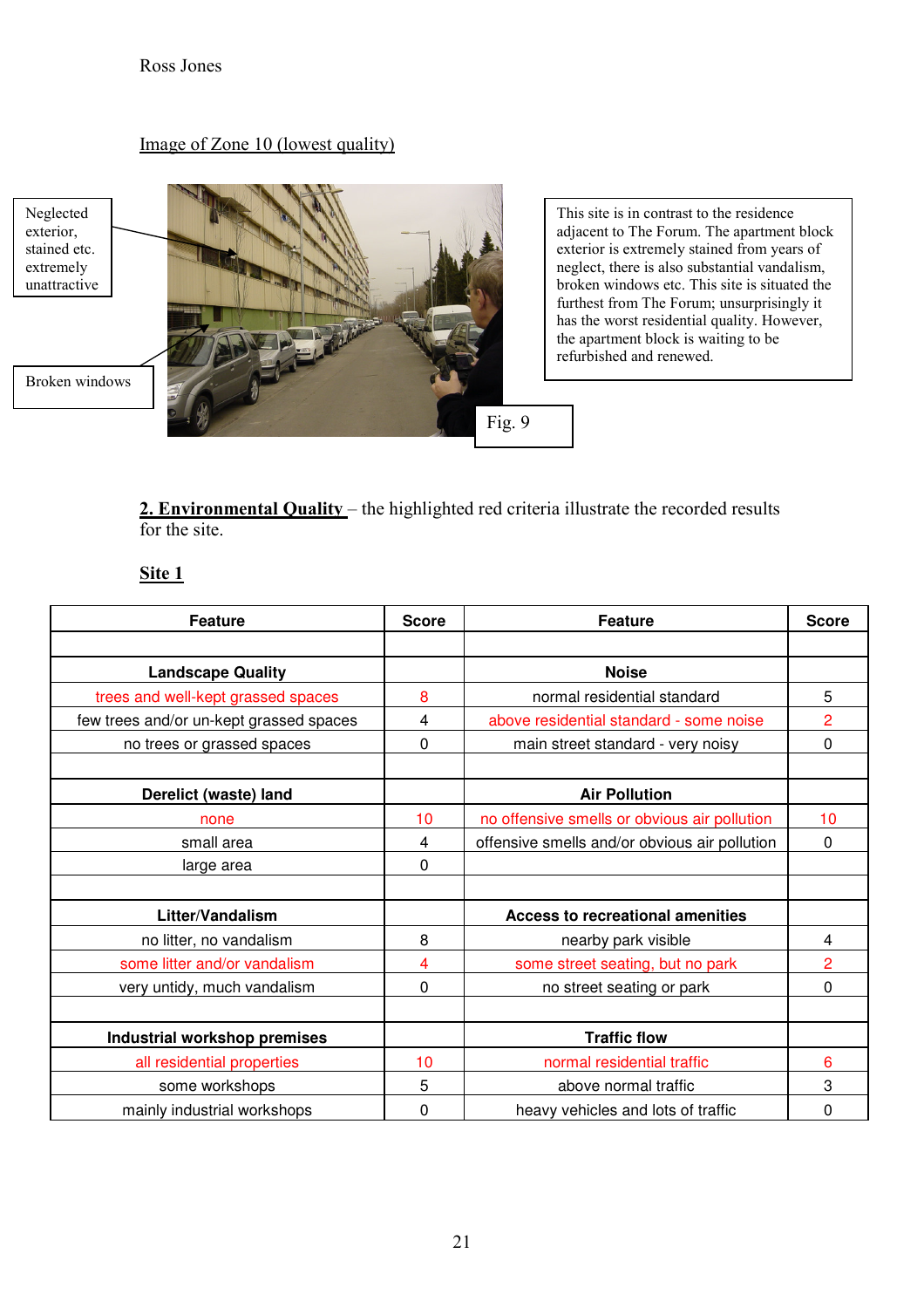Image of Zone 10 (lowest quality)

Neglected exterior, stained etc. extremely unattractive

Broken windows

Fig. 9

This site is in contrast to the residence adjacent to The Forum. The apartment block exterior is extremely stained from years of neglect, there is also substantial vandalism, broken windows etc. This site is situated the furthest from The Forum; unsurprisingly it has the worst residential quality. However, the apartment block is waiting to be refurbished and renewed.

**2. Environmental Quality** – the highlighted red criteria illustrate the recorded results for the site.

**Site 1**

| Feature | Score | Feature | Score |
|---|---|---|---|
| | | | |
| **Landscape Quality** | | **Noise** | |
| trees and well-kept grassed spaces | 8 | normal residential standard | 5 |
| few trees and/or un-kept grassed spaces | 4 | above residential standard - some noise | 2 |
| no trees or grassed spaces | 0 | main street standard - very noisy | 0 |
| | | | |
| **Derelict (waste) land** | | **Air Pollution** | |
| none | 10 | no offensive smells or obvious air pollution | 10 |
| small area | 4 | offensive smells and/or obvious air pollution | 0 |
| large area | 0 | | |
| | | | |
| **Litter/Vandalism** | | **Access to recreational amenities** | |
| no litter, no vandalism | 8 | nearby park visible | 4 |
| some litter and/or vandalism | 4 | some street seating, but no park | 2 |
| very untidy, much vandalism | 0 | no street seating or park | 0 |
| | | | |
| **Industrial workshop premises** | | **Traffic flow** | |
| all residential properties | 10 | normal residential traffic | 6 |
| some workshops | 5 | above normal traffic | 3 |
| mainly industrial workshops | 0 | heavy vehicles and lots of traffic | 0 |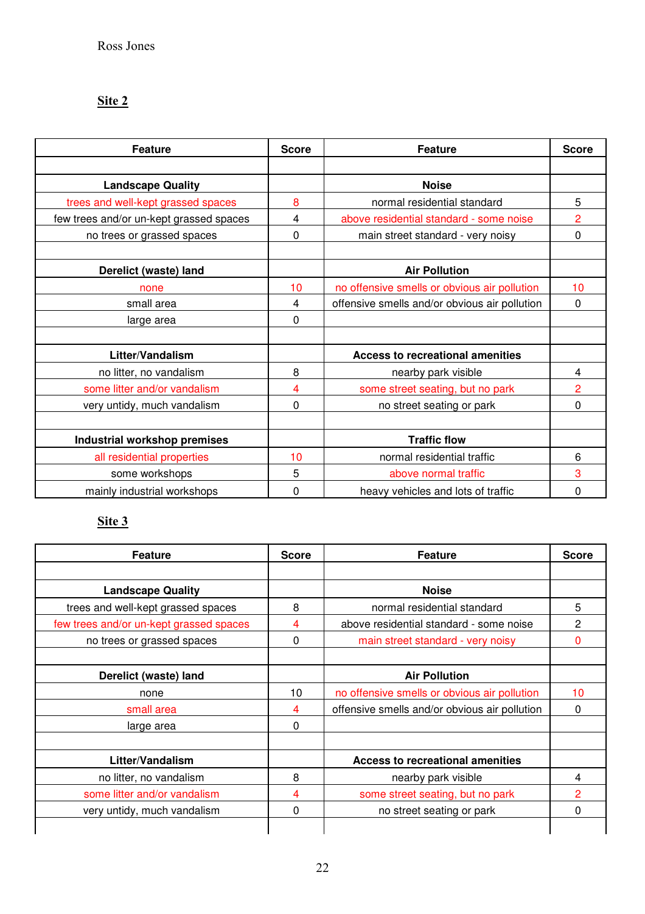Ross Jones

## Site 2

| Feature | Score | Feature | Score |
|---|---|---|---|
| | | | |
| **Landscape Quality** | | **Noise** | |
| trees and well-kept grassed spaces | 8 | normal residential standard | 5 |
| few trees and/or un-kept grassed spaces | 4 | above residential standard - some noise | 2 |
| no trees or grassed spaces | 0 | main street standard - very noisy | 0 |
| | | | |
| **Derelict (waste) land** | | **Air Pollution** | |
| none | 10 | no offensive smells or obvious air pollution | 10 |
| small area | 4 | offensive smells and/or obvious air pollution | 0 |
| large area | 0 | | |
| | | | |
| **Litter/Vandalism** | | **Access to recreational amenities** | |
| no litter, no vandalism | 8 | nearby park visible | 4 |
| some litter and/or vandalism | 4 | some street seating, but no park | 2 |
| very untidy, much vandalism | 0 | no street seating or park | 0 |
| | | | |
| **Industrial workshop premises** | | **Traffic flow** | |
| all residential properties | 10 | normal residential traffic | 6 |
| some workshops | 5 | above normal traffic | 3 |
| mainly industrial workshops | 0 | heavy vehicles and lots of traffic | 0 |

## Site 3

| Feature | Score | Feature | Score |
|---|---|---|---|
| | | | |
| **Landscape Quality** | | **Noise** | |
| trees and well-kept grassed spaces | 8 | normal residential standard | 5 |
| few trees and/or un-kept grassed spaces | 4 | above residential standard - some noise | 2 |
| no trees or grassed spaces | 0 | main street standard - very noisy | 0 |
| | | | |
| **Derelict (waste) land** | | **Air Pollution** | |
| none | 10 | no offensive smells or obvious air pollution | 10 |
| small area | 4 | offensive smells and/or obvious air pollution | 0 |
| large area | 0 | | |
| | | | |
| **Litter/Vandalism** | | **Access to recreational amenities** | |
| no litter, no vandalism | 8 | nearby park visible | 4 |
| some litter and/or vandalism | 4 | some street seating, but no park | 2 |
| very untidy, much vandalism | 0 | no street seating or park | 0 |
| | | | |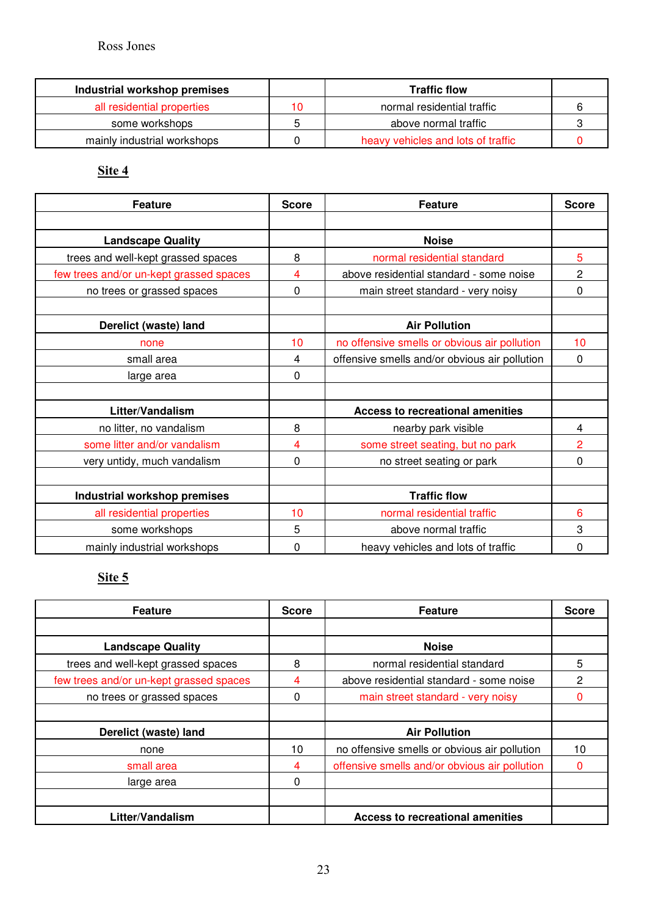| Industrial workshop premises | | Traffic flow | |
|---|---|---|---|
| all residential properties | 10 | normal residential traffic | 6 |
| some workshops | 5 | above normal traffic | 3 |
| mainly industrial workshops | 0 | heavy vehicles and lots of traffic | 0 |

**Site 4**

| Feature | Score | Feature | Score |
|---|---|---|---|
| | | | |
| **Landscape Quality** | | **Noise** | |
| trees and well-kept grassed spaces | 8 | normal residential standard | 5 |
| few trees and/or un-kept grassed spaces | 4 | above residential standard - some noise | 2 |
| no trees or grassed spaces | 0 | main street standard - very noisy | 0 |
| | | | |
| **Derelict (waste) land** | | **Air Pollution** | |
| none | 10 | no offensive smells or obvious air pollution | 10 |
| small area | 4 | offensive smells and/or obvious air pollution | 0 |
| large area | 0 | | |
| | | | |
| **Litter/Vandalism** | | **Access to recreational amenities** | |
| no litter, no vandalism | 8 | nearby park visible | 4 |
| some litter and/or vandalism | 4 | some street seating, but no park | 2 |
| very untidy, much vandalism | 0 | no street seating or park | 0 |
| | | | |
| **Industrial workshop premises** | | **Traffic flow** | |
| all residential properties | 10 | normal residential traffic | 6 |
| some workshops | 5 | above normal traffic | 3 |
| mainly industrial workshops | 0 | heavy vehicles and lots of traffic | 0 |

**Site 5**

| Feature | Score | Feature | Score |
|---|---|---|---|
| | | | |
| **Landscape Quality** | | **Noise** | |
| trees and well-kept grassed spaces | 8 | normal residential standard | 5 |
| few trees and/or un-kept grassed spaces | 4 | above residential standard - some noise | 2 |
| no trees or grassed spaces | 0 | main street standard - very noisy | 0 |
| | | | |
| **Derelict (waste) land** | | **Air Pollution** | |
| none | 10 | no offensive smells or obvious air pollution | 10 |
| small area | 4 | offensive smells and/or obvious air pollution | 0 |
| large area | 0 | | |
| | | | |
| **Litter/Vandalism** | | **Access to recreational amenities** | |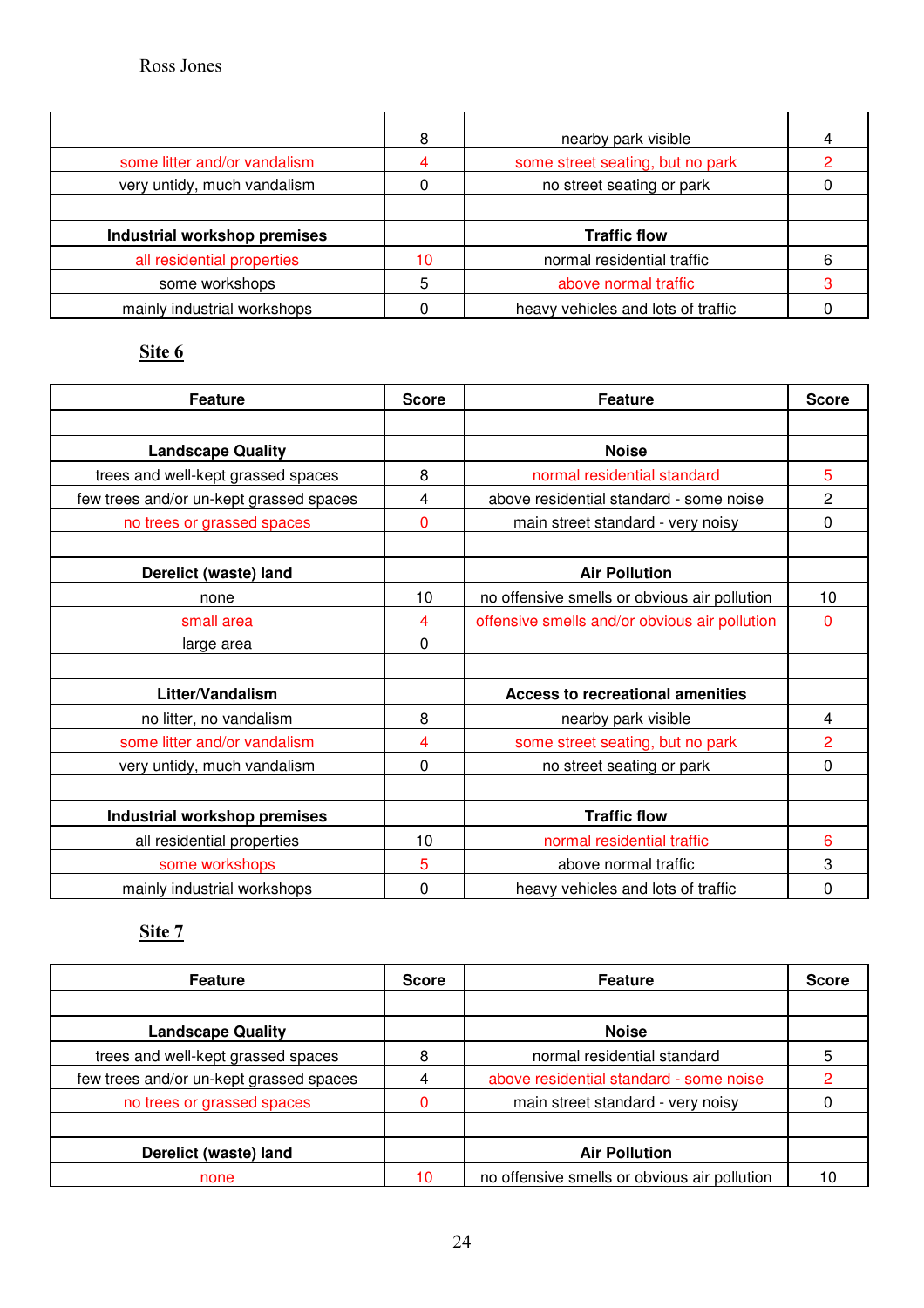| | 8 | nearby park visible | 4 |
|---|---|---|---|
| some litter and/or vandalism | 4 | some street seating, but no park | 2 |
| very untidy, much vandalism | 0 | no street seating or park | 0 |
| | | | |
| **Industrial workshop premises** | | **Traffic flow** | |
| all residential properties | 10 | normal residential traffic | 6 |
| some workshops | 5 | above normal traffic | 3 |
| mainly industrial workshops | 0 | heavy vehicles and lots of traffic | 0 |

**Site 6**

| Feature | Score | Feature | Score |
|---|---|---|---|
| | | | |
| **Landscape Quality** | | **Noise** | |
| trees and well-kept grassed spaces | 8 | normal residential standard | 5 |
| few trees and/or un-kept grassed spaces | 4 | above residential standard - some noise | 2 |
| no trees or grassed spaces | 0 | main street standard - very noisy | 0 |
| | | | |
| **Derelict (waste) land** | | **Air Pollution** | |
| none | 10 | no offensive smells or obvious air pollution | 10 |
| small area | 4 | offensive smells and/or obvious air pollution | 0 |
| large area | 0 | | |
| | | | |
| **Litter/Vandalism** | | **Access to recreational amenities** | |
| no litter, no vandalism | 8 | nearby park visible | 4 |
| some litter and/or vandalism | 4 | some street seating, but no park | 2 |
| very untidy, much vandalism | 0 | no street seating or park | 0 |
| | | | |
| **Industrial workshop premises** | | **Traffic flow** | |
| all residential properties | 10 | normal residential traffic | 6 |
| some workshops | 5 | above normal traffic | 3 |
| mainly industrial workshops | 0 | heavy vehicles and lots of traffic | 0 |

**Site 7**

| Feature | Score | Feature | Score |
|---|---|---|---|
| | | | |
| **Landscape Quality** | | **Noise** | |
| trees and well-kept grassed spaces | 8 | normal residential standard | 5 |
| few trees and/or un-kept grassed spaces | 4 | above residential standard - some noise | 2 |
| no trees or grassed spaces | 0 | main street standard - very noisy | 0 |
| | | | |
| **Derelict (waste) land** | | **Air Pollution** | |
| none | 10 | no offensive smells or obvious air pollution | 10 |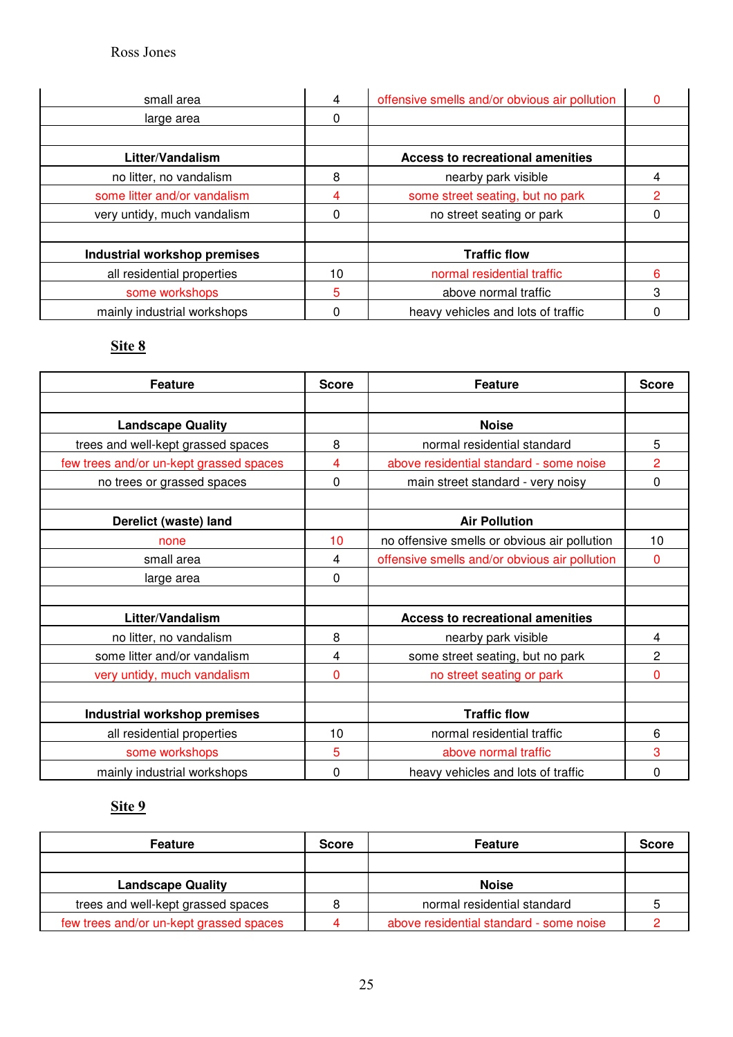| small area | 4 | offensive smells and/or obvious air pollution | 0 |
|---|---|---|---|
| large area | 0 | | |
| | | | |
| **Litter/Vandalism** | | **Access to recreational amenities** | |
| no litter, no vandalism | 8 | nearby park visible | 4 |
| some litter and/or vandalism | 4 | some street seating, but no park | 2 |
| very untidy, much vandalism | 0 | no street seating or park | 0 |
| | | | |
| **Industrial workshop premises** | | **Traffic flow** | |
| all residential properties | 10 | normal residential traffic | 6 |
| some workshops | 5 | above normal traffic | 3 |
| mainly industrial workshops | 0 | heavy vehicles and lots of traffic | 0 |

## Site 8

| Feature | Score | Feature | Score |
|---|---|---|---|
| | | | |
| **Landscape Quality** | | **Noise** | |
| trees and well-kept grassed spaces | 8 | normal residential standard | 5 |
| few trees and/or un-kept grassed spaces | 4 | above residential standard - some noise | 2 |
| no trees or grassed spaces | 0 | main street standard - very noisy | 0 |
| | | | |
| **Derelict (waste) land** | | **Air Pollution** | |
| none | 10 | no offensive smells or obvious air pollution | 10 |
| small area | 4 | offensive smells and/or obvious air pollution | 0 |
| large area | 0 | | |
| | | | |
| **Litter/Vandalism** | | **Access to recreational amenities** | |
| no litter, no vandalism | 8 | nearby park visible | 4 |
| some litter and/or vandalism | 4 | some street seating, but no park | 2 |
| very untidy, much vandalism | 0 | no street seating or park | 0 |
| | | | |
| **Industrial workshop premises** | | **Traffic flow** | |
| all residential properties | 10 | normal residential traffic | 6 |
| some workshops | 5 | above normal traffic | 3 |
| mainly industrial workshops | 0 | heavy vehicles and lots of traffic | 0 |

## Site 9

| Feature | Score | Feature | Score |
|---|---|---|---|
| | | | |
| **Landscape Quality** | | **Noise** | |
| trees and well-kept grassed spaces | 8 | normal residential standard | 5 |
| few trees and/or un-kept grassed spaces | 4 | above residential standard - some noise | 2 |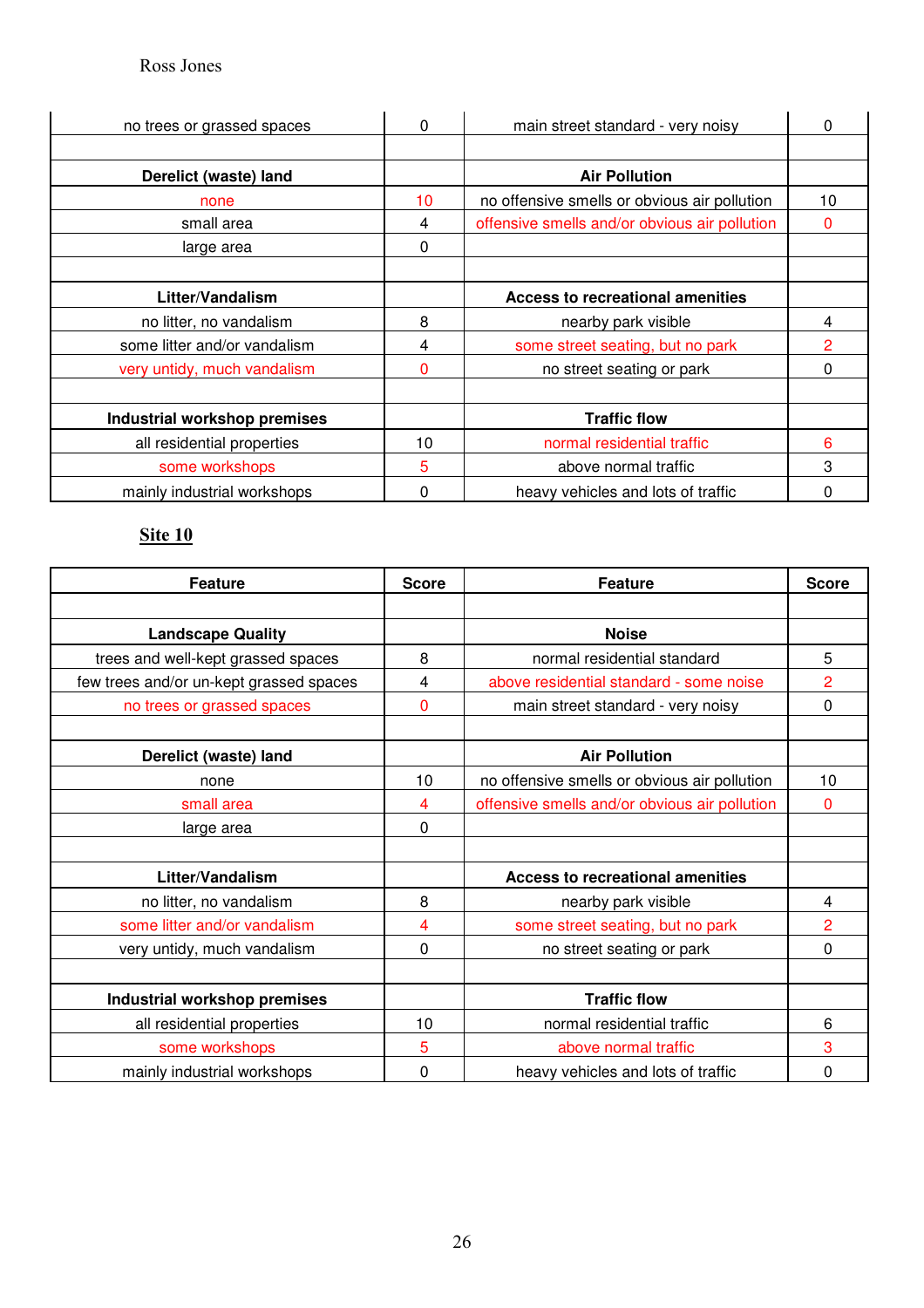| | | | |
|---|---|---|---|
| no trees or grassed spaces | 0 | main street standard - very noisy | 0 |
| | | | |
| **Derelict (waste) land** | | **Air Pollution** | |
| none | 10 | no offensive smells or obvious air pollution | 10 |
| small area | 4 | offensive smells and/or obvious air pollution | 0 |
| large area | 0 | | |
| | | | |
| **Litter/Vandalism** | | **Access to recreational amenities** | |
| no litter, no vandalism | 8 | nearby park visible | 4 |
| some litter and/or vandalism | 4 | some street seating, but no park | 2 |
| very untidy, much vandalism | 0 | no street seating or park | 0 |
| | | | |
| **Industrial workshop premises** | | **Traffic flow** | |
| all residential properties | 10 | normal residential traffic | 6 |
| some workshops | 5 | above normal traffic | 3 |
| mainly industrial workshops | 0 | heavy vehicles and lots of traffic | 0 |

**Site 10**

| Feature | Score | Feature | Score |
|---|---|---|---|
| | | | |
| **Landscape Quality** | | **Noise** | |
| trees and well-kept grassed spaces | 8 | normal residential standard | 5 |
| few trees and/or un-kept grassed spaces | 4 | above residential standard - some noise | 2 |
| no trees or grassed spaces | 0 | main street standard - very noisy | 0 |
| | | | |
| **Derelict (waste) land** | | **Air Pollution** | |
| none | 10 | no offensive smells or obvious air pollution | 10 |
| small area | 4 | offensive smells and/or obvious air pollution | 0 |
| large area | 0 | | |
| | | | |
| **Litter/Vandalism** | | **Access to recreational amenities** | |
| no litter, no vandalism | 8 | nearby park visible | 4 |
| some litter and/or vandalism | 4 | some street seating, but no park | 2 |
| very untidy, much vandalism | 0 | no street seating or park | 0 |
| | | | |
| **Industrial workshop premises** | | **Traffic flow** | |
| all residential properties | 10 | normal residential traffic | 6 |
| some workshops | 5 | above normal traffic | 3 |
| mainly industrial workshops | 0 | heavy vehicles and lots of traffic | 0 |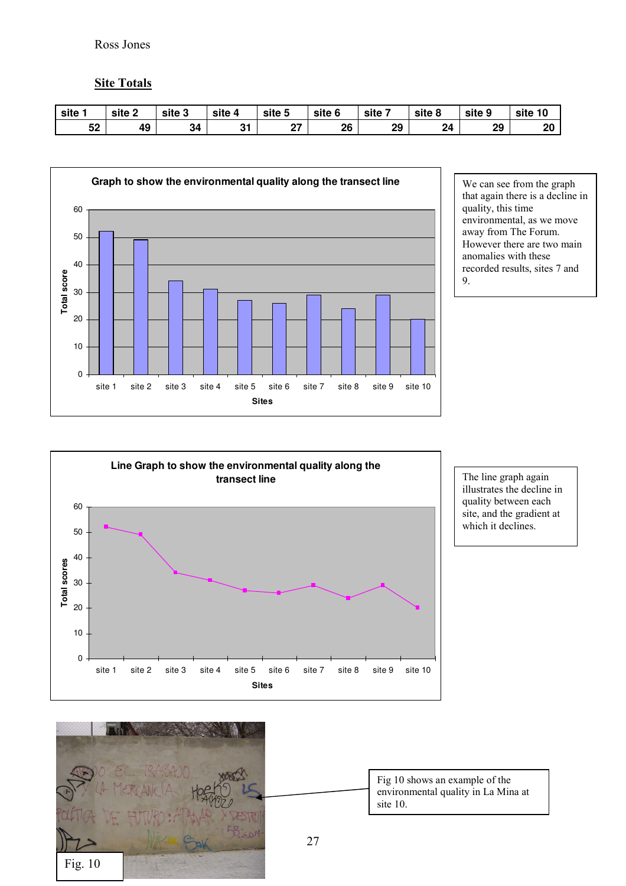Ross Jones

## Site Totals

| site 1 | site 2 | site 3 | site 4 | site 5 | site 6 | site 7 | site 8 | site 9 | site 10 |
|---|---|---|---|---|---|---|---|---|---|
| 52 | 49 | 34 | 31 | 27 | 26 | 29 | 24 | 29 | 20 |

**Graph to show the environmental quality along the transect line**

We can see from the graph that again there is a decline in quality, this time environmental, as we move away from The Forum. However there are two main anomalies with these recorded results, sites 7 and 9.

**Line Graph to show the environmental quality along the transect line**

The line graph again illustrates the decline in quality between each site, and the gradient at which it declines.

Fig. 10

Fig 10 shows an example of the environmental quality in La Mina at site 10.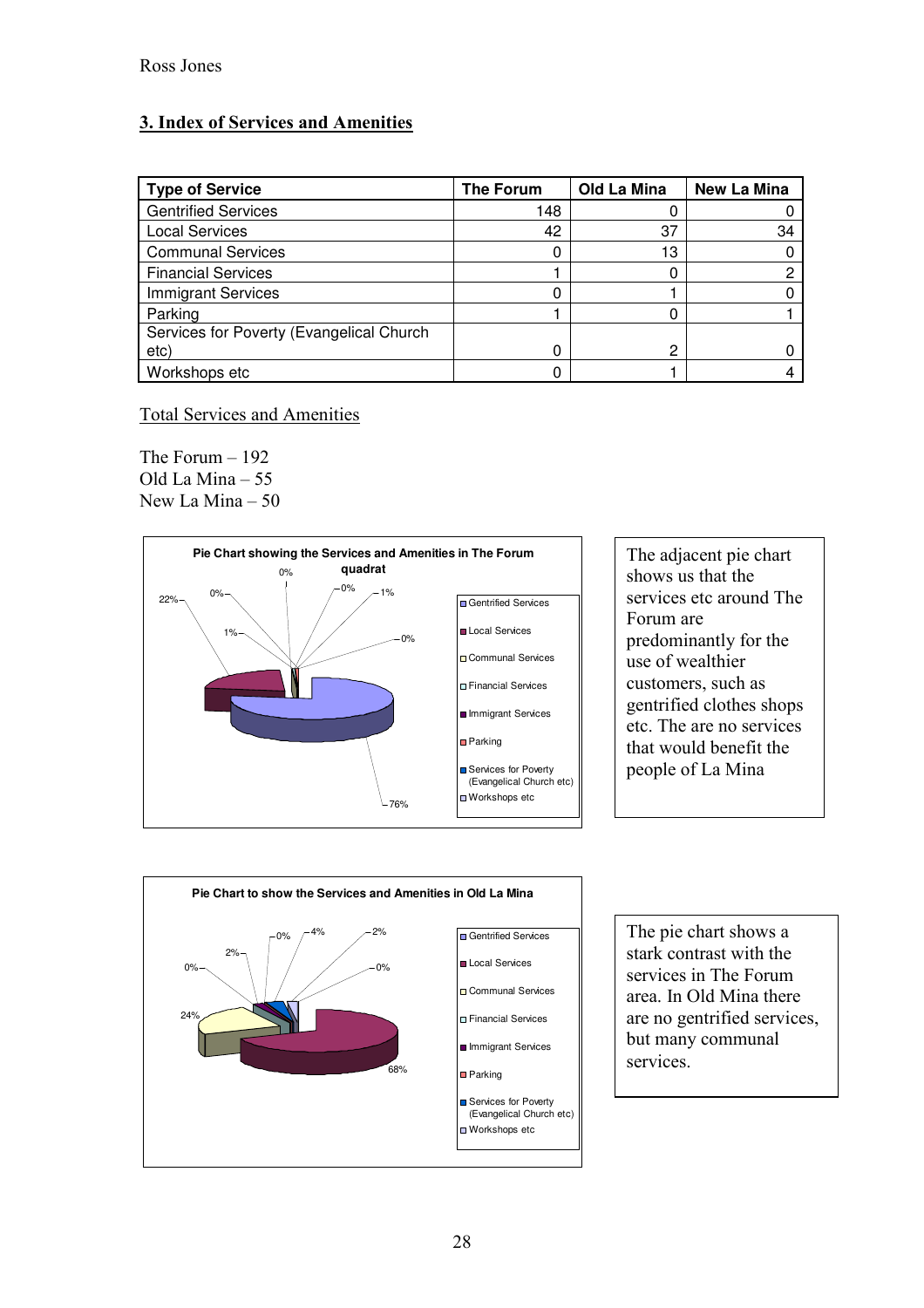## 3. Index of Services and Amenities

| Type of Service | The Forum | Old La Mina | New La Mina |
|---|---|---|---|
| Gentrified Services | 148 | 0 | 0 |
| Local Services | 42 | 37 | 34 |
| Communal Services | 0 | 13 | 0 |
| Financial Services | 1 | 0 | 2 |
| Immigrant Services | 0 | 1 | 0 |
| Parking | 1 | 0 | 1 |
| Services for Poverty (Evangelical Church etc) | 0 | 2 | 0 |
| Workshops etc | 0 | 1 | 4 |

Total Services and Amenities

The Forum – 192
Old La Mina – 55
New La Mina – 50

Pie Chart showing the Services and Amenities in The Forum quadrat

Gentrified Services 76%; Local Services 22%; Communal Services 0%; Financial Services 1%; Immigrant Services 0%; Parking 1%; Services for Poverty (Evangelical Church etc) 0%; Workshops etc 0%

The adjacent pie chart shows us that the services etc around The Forum are predominantly for the use of wealthier customers, such as gentrified clothes shops etc. The are no services that would benefit the people of La Mina

Pie Chart to show the Services and Amenities in Old La Mina

Gentrified Services 0%; Local Services 68%; Communal Services 24%; Financial Services 0%; Immigrant Services 2%; Parking 0%; Services for Poverty (Evangelical Church etc) 4%; Workshops etc 2%

The pie chart shows a stark contrast with the services in The Forum area. In Old Mina there are no gentrified services, but many communal services.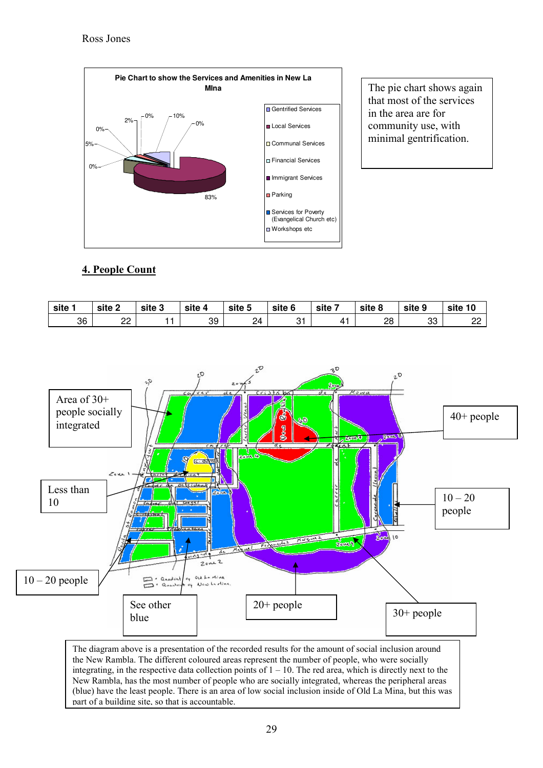Pie Chart to show the Services and Amenities in New La Mina

The pie chart shows again that most of the services in the area are for community use, with minimal gentrification.

## 4. People Count

| site 1 | site 2 | site 3 | site 4 | site 5 | site 6 | site 7 | site 8 | site 9 | site 10 |
|---|---|---|---|---|---|---|---|---|---|
| 36 | 22 | 11 | 39 | 24 | 31 | 41 | 28 | 33 | 22 |

Area of 30+ people socially integrated

40+ people

Less than 10

10 – 20 people

10 – 20 people

See other blue

20+ people

30+ people

The diagram above is a presentation of the recorded results for the amount of social inclusion around the New Rambla. The different coloured areas represent the number of people, who were socially integrating, in the respective data collection points of 1 – 10. The red area, which is directly next to the New Rambla, has the most number of people who are socially integrated, whereas the peripheral areas (blue) have the least people. There is an area of low social inclusion inside of Old La Mina, but this was part of a building site, so that is accountable.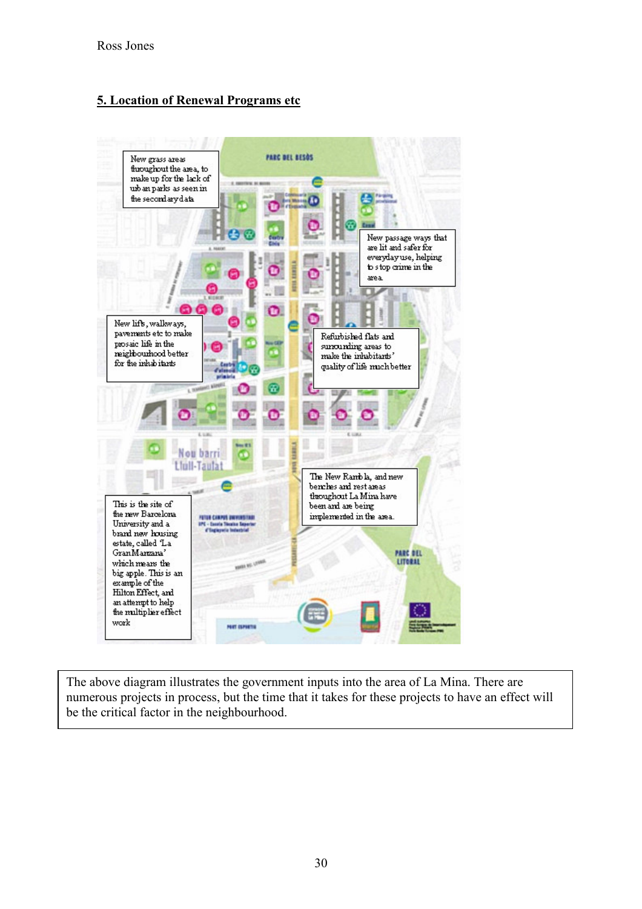## 5. Location of Renewal Programs etc

New grass areas throughout the area, to make up for the lack of urban parks as seen in the secondary data

New passage ways that are lit and safer for everyday use, helping to stop crime in the area.

New lifts, walkways, pavements etc to make prosaic life in the neighbourhood better for the inhabitants

Refurbished flats and surrounding areas to make the inhabitants' quality of life much better

The New Rambla, and new benches and rest areas throughout La Mina have been and are being implemented in the area.

This is the site of the new Barcelona University and a brand new housing estate, called 'La Gran Manzana' which means the big apple. This is an example of the Hilton Effect, and an attempt to help the multiplier effect work

The above diagram illustrates the government inputs into the area of La Mina. There are numerous projects in process, but the time that it takes for these projects to have an effect will be the critical factor in the neighbourhood.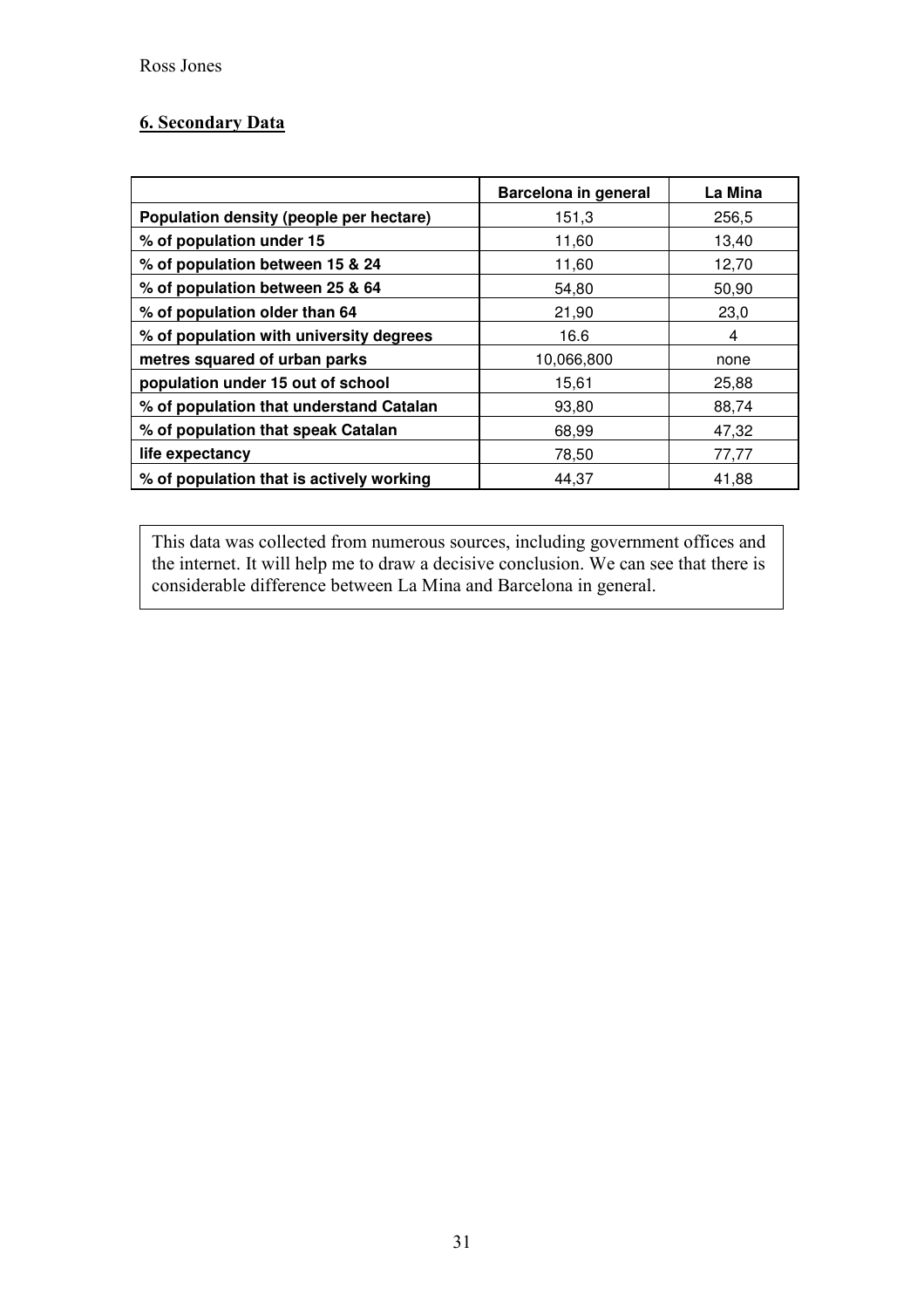## 6. Secondary Data

| | Barcelona in general | La Mina |
|---|---|---|
| **Population density (people per hectare)** | 151,3 | 256,5 |
| **% of population under 15** | 11,60 | 13,40 |
| **% of population between 15 & 24** | 11,60 | 12,70 |
| **% of population between 25 & 64** | 54,80 | 50,90 |
| **% of population older than 64** | 21,90 | 23,0 |
| **% of population with university degrees** | 16.6 | 4 |
| **metres squared of urban parks** | 10,066,800 | none |
| **population under 15 out of school** | 15,61 | 25,88 |
| **% of population that understand Catalan** | 93,80 | 88,74 |
| **% of population that speak Catalan** | 68,99 | 47,32 |
| **life expectancy** | 78,50 | 77,77 |
| **% of population that is actively working** | 44,37 | 41,88 |

This data was collected from numerous sources, including government offices and the internet. It will help me to draw a decisive conclusion. We can see that there is considerable difference between La Mina and Barcelona in general.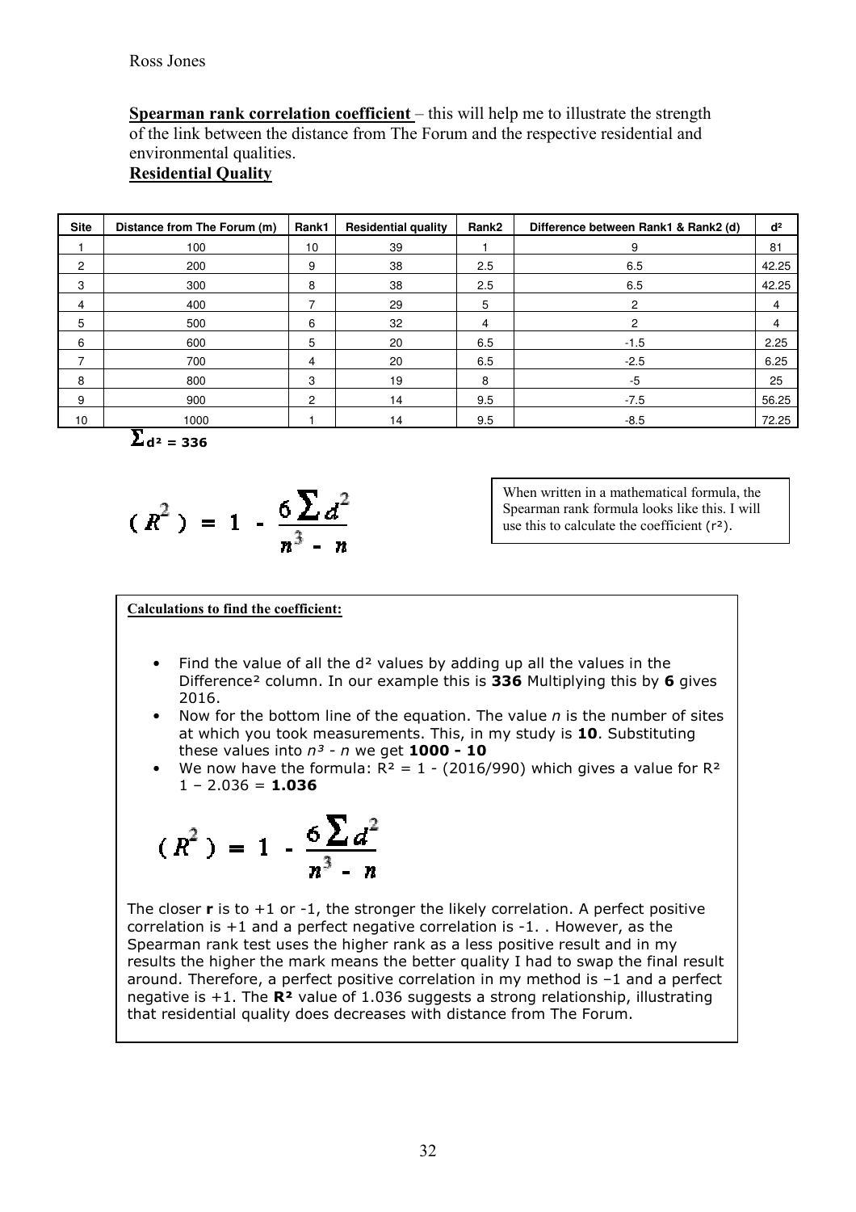**Spearman rank correlation coefficient** – this will help me to illustrate the strength of the link between the distance from The Forum and the respective residential and environmental qualities.

**Residential Quality**

| Site | Distance from The Forum (m) | Rank1 | Residential quality | Rank2 | Difference between Rank1 & Rank2 (d) | d² |
|---|---|---|---|---|---|---|
| 1 | 100 | 10 | 39 | 1 | 9 | 81 |
| 2 | 200 | 9 | 38 | 2.5 | 6.5 | 42.25 |
| 3 | 300 | 8 | 38 | 2.5 | 6.5 | 42.25 |
| 4 | 400 | 7 | 29 | 5 | 2 | 4 |
| 5 | 500 | 6 | 32 | 4 | 2 | 4 |
| 6 | 600 | 5 | 20 | 6.5 | -1.5 | 2.25 |
| 7 | 700 | 4 | 20 | 6.5 | -2.5 | 6.25 |
| 8 | 800 | 3 | 19 | 8 | -5 | 25 |
| 9 | 900 | 2 | 14 | 9.5 | -7.5 | 56.25 |
| 10 | 1000 | 1 | 14 | 9.5 | -8.5 | 72.25 |

$\sum d^2 = 336$

$$(R^2) = 1 - \frac{6\sum d^2}{n^3 - n}$$

When written in a mathematical formula, the Spearman rank formula looks like this. I will use this to calculate the coefficient ($r^2$).

**Calculations to find the coefficient:**

- Find the value of all the $d^2$ values by adding up all the values in the Difference² column. In our example this is **336** Multiplying this by **6** gives 2016.
- Now for the bottom line of the equation. The value *n* is the number of sites at which you took measurements. This, in my study is **10**. Substituting these values into $n^3 - n$ we get **1000 - 10**
- We now have the formula: $R^2 = 1 - (2016/990)$ which gives a value for $R^2$ $1 - 2.036 =$ **1.036**

$$(R^2) = 1 - \frac{6\sum d^2}{n^3 - n}$$

The closer **r** is to +1 or -1, the stronger the likely correlation. A perfect positive correlation is +1 and a perfect negative correlation is -1. . However, as the Spearman rank test uses the higher rank as a less positive result and in my results the higher the mark means the better quality I had to swap the final result around. Therefore, a perfect positive correlation in my method is –1 and a perfect negative is +1. The $\mathbf{R^2}$ value of 1.036 suggests a strong relationship, illustrating that residential quality does decreases with distance from The Forum.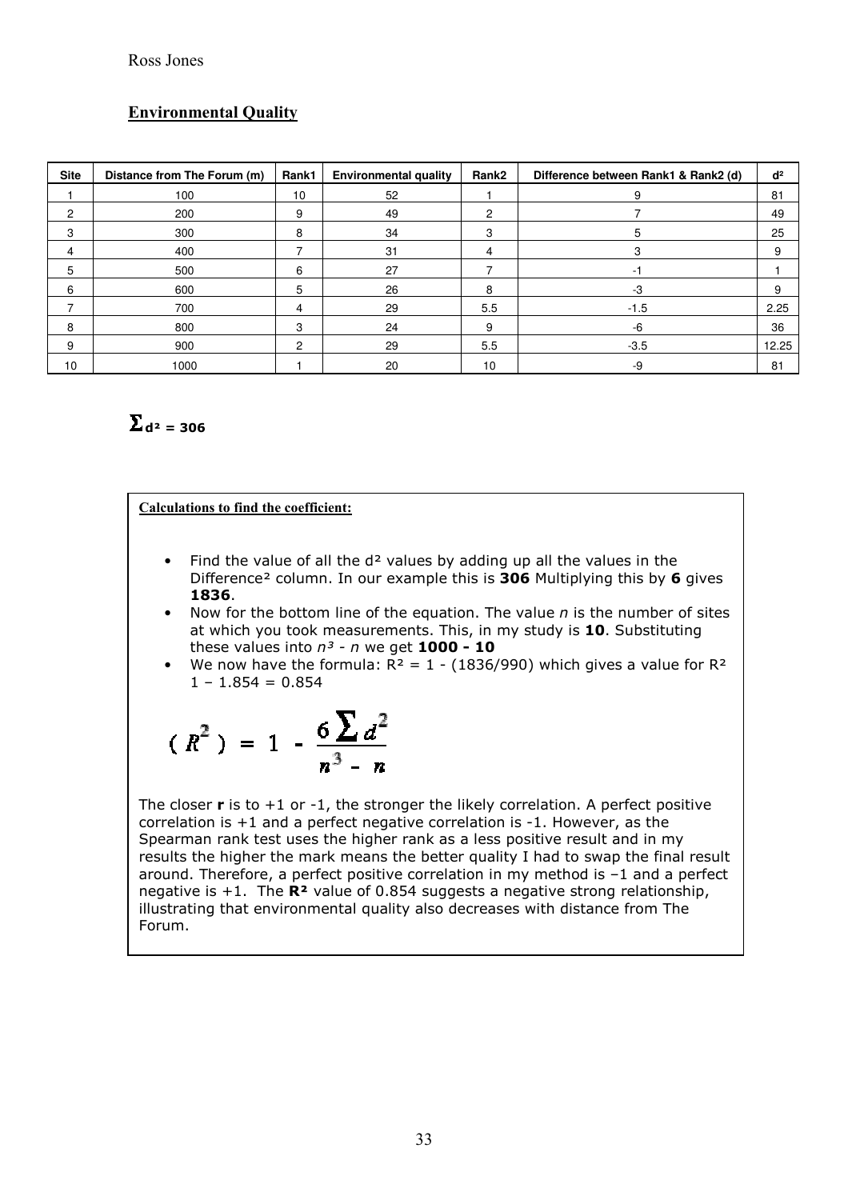## Environmental Quality

| Site | Distance from The Forum (m) | Rank1 | Environmental quality | Rank2 | Difference between Rank1 & Rank2 (d) | $d^2$ |
|---|---|---|---|---|---|---|
| 1 | 100 | 10 | 52 | 1 | 9 | 81 |
| 2 | 200 | 9 | 49 | 2 | 7 | 49 |
| 3 | 300 | 8 | 34 | 3 | 5 | 25 |
| 4 | 400 | 7 | 31 | 4 | 3 | 9 |
| 5 | 500 | 6 | 27 | 7 | -1 | 1 |
| 6 | 600 | 5 | 26 | 8 | -3 | 9 |
| 7 | 700 | 4 | 29 | 5.5 | -1.5 | 2.25 |
| 8 | 800 | 3 | 24 | 9 | -6 | 36 |
| 9 | 900 | 2 | 29 | 5.5 | -3.5 | 12.25 |
| 10 | 1000 | 1 | 20 | 10 | -9 | 81 |

$\sum d^2 = 306$

**Calculations to find the coefficient:**

- Find the value of all the $d^2$ values by adding up all the values in the Difference² column. In our example this is **306** Multiplying this by **6** gives **1836**.
- Now for the bottom line of the equation. The value $n$ is the number of sites at which you took measurements. This, in my study is **10**. Substituting these values into $n^3 - n$ we get **1000 - 10**
- We now have the formula: $R^2 = 1 - (1836/990)$ which gives a value for $R^2$ $1 - 1.854 = 0.854$

$$(R^2) = 1 - \frac{6 \sum d^2}{n^3 - n}$$

The closer **r** is to +1 or -1, the stronger the likely correlation. A perfect positive correlation is +1 and a perfect negative correlation is -1. However, as the Spearman rank test uses the higher rank as a less positive result and in my results the higher the mark means the better quality I had to swap the final result around. Therefore, a perfect positive correlation in my method is –1 and a perfect negative is +1. The **$R^2$** value of 0.854 suggests a negative strong relationship, illustrating that environmental quality also decreases with distance from The Forum.